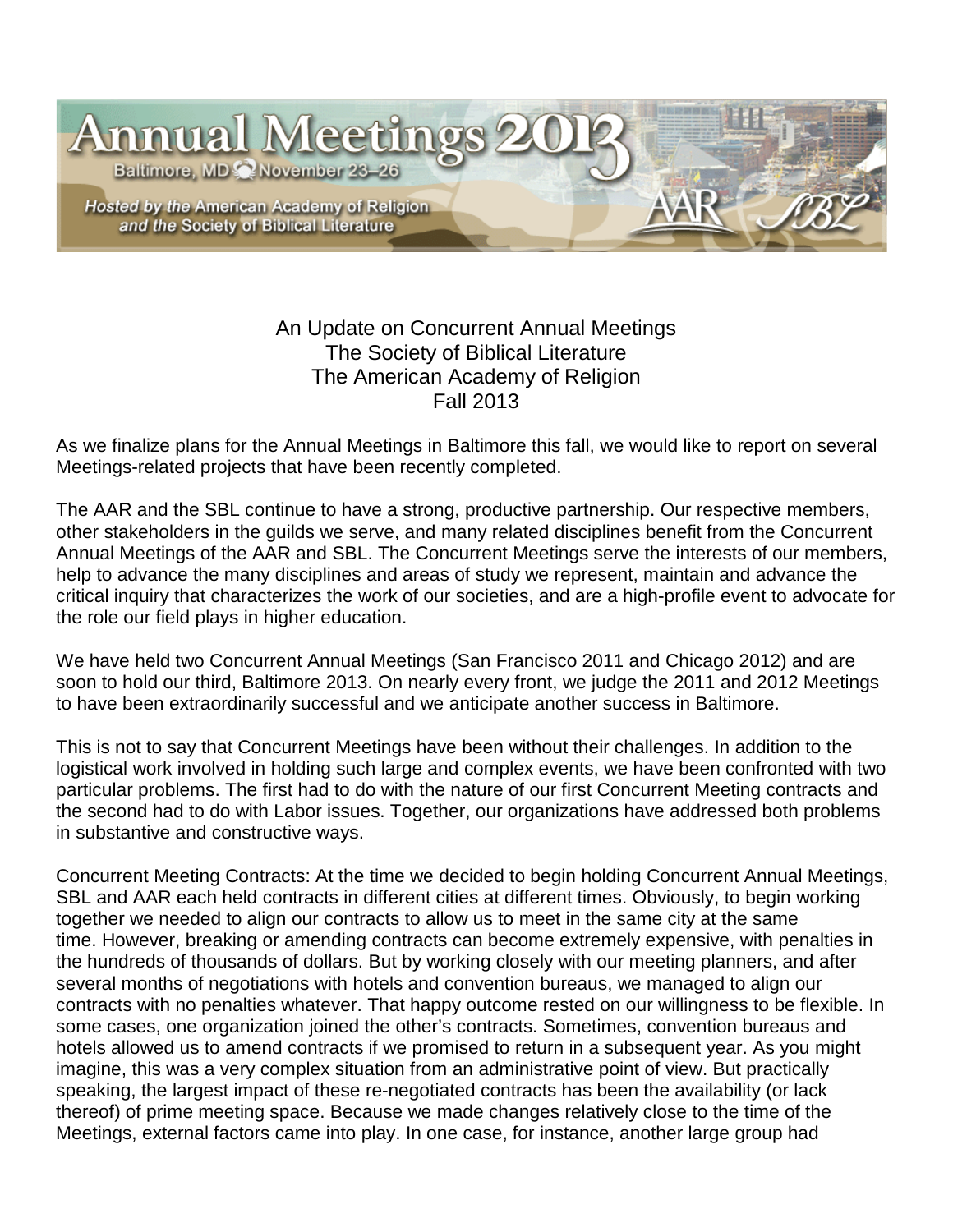Annual Meetings 2013

Baltimore, MD November 23–26

*Hosted by the American Academy of Religion and the Society of Biblical Literature*

# An Update on Concurrent Annual Meetings
## The Society of Biblical Literature
## The American Academy of Religion
## Fall 2013

As we finalize plans for the Annual Meetings in Baltimore this fall, we would like to report on several Meetings-related projects that have been recently completed.

The AAR and the SBL continue to have a strong, productive partnership. Our respective members, other stakeholders in the guilds we serve, and many related disciplines benefit from the Concurrent Annual Meetings of the AAR and SBL. The Concurrent Meetings serve the interests of our members, help to advance the many disciplines and areas of study we represent, maintain and advance the critical inquiry that characterizes the work of our societies, and are a high-profile event to advocate for the role our field plays in higher education.

We have held two Concurrent Annual Meetings (San Francisco 2011 and Chicago 2012) and are soon to hold our third, Baltimore 2013. On nearly every front, we judge the 2011 and 2012 Meetings to have been extraordinarily successful and we anticipate another success in Baltimore.

This is not to say that Concurrent Meetings have been without their challenges. In addition to the logistical work involved in holding such large and complex events, we have been confronted with two particular problems. The first had to do with the nature of our first Concurrent Meeting contracts and the second had to do with Labor issues. Together, our organizations have addressed both problems in substantive and constructive ways.

<u>Concurrent Meeting Contracts</u>: At the time we decided to begin holding Concurrent Annual Meetings, SBL and AAR each held contracts in different cities at different times. Obviously, to begin working together we needed to align our contracts to allow us to meet in the same city at the same time. However, breaking or amending contracts can become extremely expensive, with penalties in the hundreds of thousands of dollars. But by working closely with our meeting planners, and after several months of negotiations with hotels and convention bureaus, we managed to align our contracts with no penalties whatever. That happy outcome rested on our willingness to be flexible. In some cases, one organization joined the other's contracts. Sometimes, convention bureaus and hotels allowed us to amend contracts if we promised to return in a subsequent year. As you might imagine, this was a very complex situation from an administrative point of view. But practically speaking, the largest impact of these re-negotiated contracts has been the availability (or lack thereof) of prime meeting space. Because we made changes relatively close to the time of the Meetings, external factors came into play. In one case, for instance, another large group had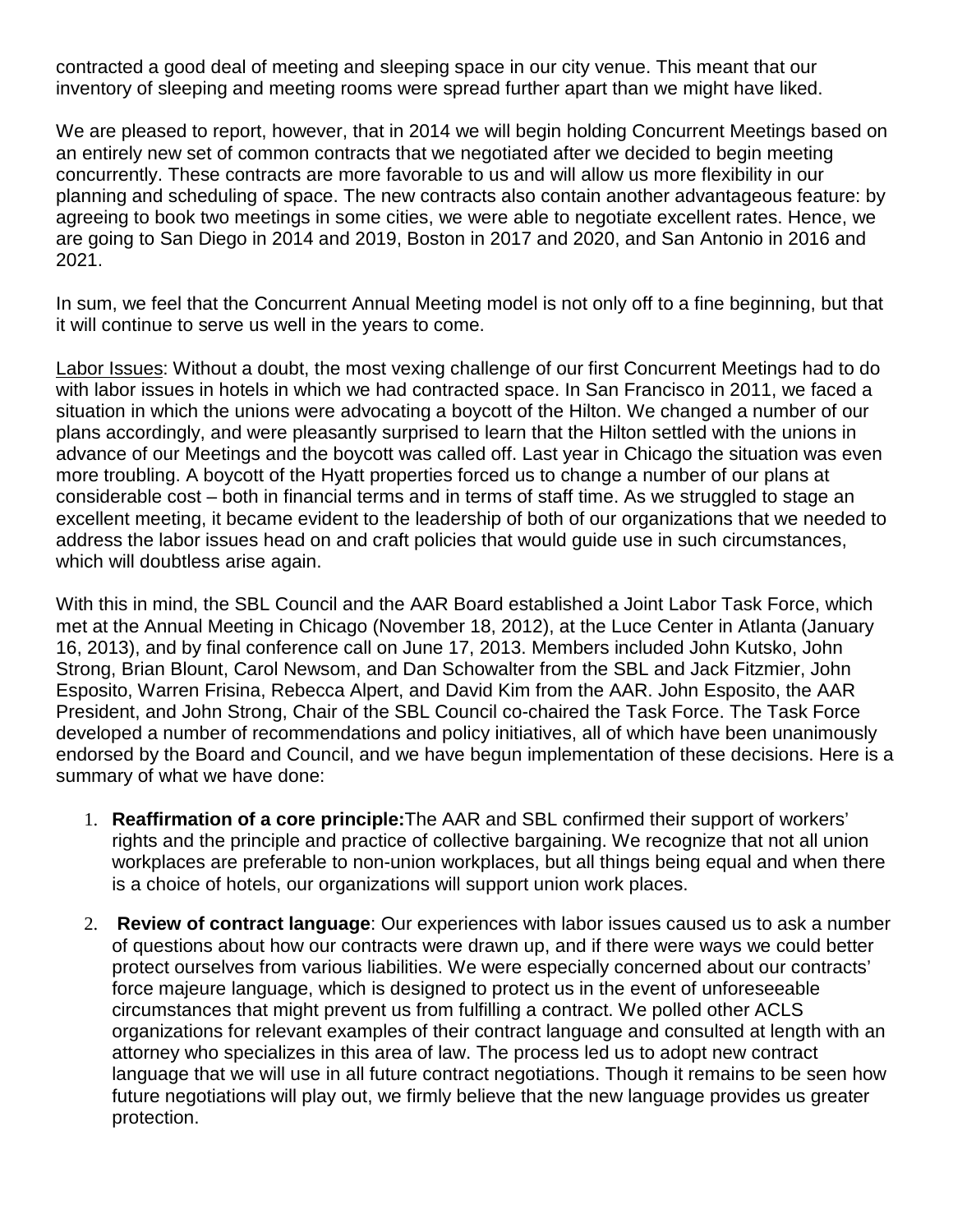contracted a good deal of meeting and sleeping space in our city venue. This meant that our inventory of sleeping and meeting rooms were spread further apart than we might have liked.

We are pleased to report, however, that in 2014 we will begin holding Concurrent Meetings based on an entirely new set of common contracts that we negotiated after we decided to begin meeting concurrently. These contracts are more favorable to us and will allow us more flexibility in our planning and scheduling of space. The new contracts also contain another advantageous feature: by agreeing to book two meetings in some cities, we were able to negotiate excellent rates. Hence, we are going to San Diego in 2014 and 2019, Boston in 2017 and 2020, and San Antonio in 2016 and 2021.

In sum, we feel that the Concurrent Annual Meeting model is not only off to a fine beginning, but that it will continue to serve us well in the years to come.

Labor Issues: Without a doubt, the most vexing challenge of our first Concurrent Meetings had to do with labor issues in hotels in which we had contracted space. In San Francisco in 2011, we faced a situation in which the unions were advocating a boycott of the Hilton. We changed a number of our plans accordingly, and were pleasantly surprised to learn that the Hilton settled with the unions in advance of our Meetings and the boycott was called off. Last year in Chicago the situation was even more troubling. A boycott of the Hyatt properties forced us to change a number of our plans at considerable cost – both in financial terms and in terms of staff time. As we struggled to stage an excellent meeting, it became evident to the leadership of both of our organizations that we needed to address the labor issues head on and craft policies that would guide use in such circumstances, which will doubtless arise again.

With this in mind, the SBL Council and the AAR Board established a Joint Labor Task Force, which met at the Annual Meeting in Chicago (November 18, 2012), at the Luce Center in Atlanta (January 16, 2013), and by final conference call on June 17, 2013. Members included John Kutsko, John Strong, Brian Blount, Carol Newsom, and Dan Schowalter from the SBL and Jack Fitzmier, John Esposito, Warren Frisina, Rebecca Alpert, and David Kim from the AAR. John Esposito, the AAR President, and John Strong, Chair of the SBL Council co-chaired the Task Force. The Task Force developed a number of recommendations and policy initiatives, all of which have been unanimously endorsed by the Board and Council, and we have begun implementation of these decisions. Here is a summary of what we have done:

1. **Reaffirmation of a core principle:**The AAR and SBL confirmed their support of workers' rights and the principle and practice of collective bargaining. We recognize that not all union workplaces are preferable to non-union workplaces, but all things being equal and when there is a choice of hotels, our organizations will support union work places.
2. **Review of contract language**: Our experiences with labor issues caused us to ask a number of questions about how our contracts were drawn up, and if there were ways we could better protect ourselves from various liabilities. We were especially concerned about our contracts' force majeure language, which is designed to protect us in the event of unforeseeable circumstances that might prevent us from fulfilling a contract. We polled other ACLS organizations for relevant examples of their contract language and consulted at length with an attorney who specializes in this area of law. The process led us to adopt new contract language that we will use in all future contract negotiations. Though it remains to be seen how future negotiations will play out, we firmly believe that the new language provides us greater protection.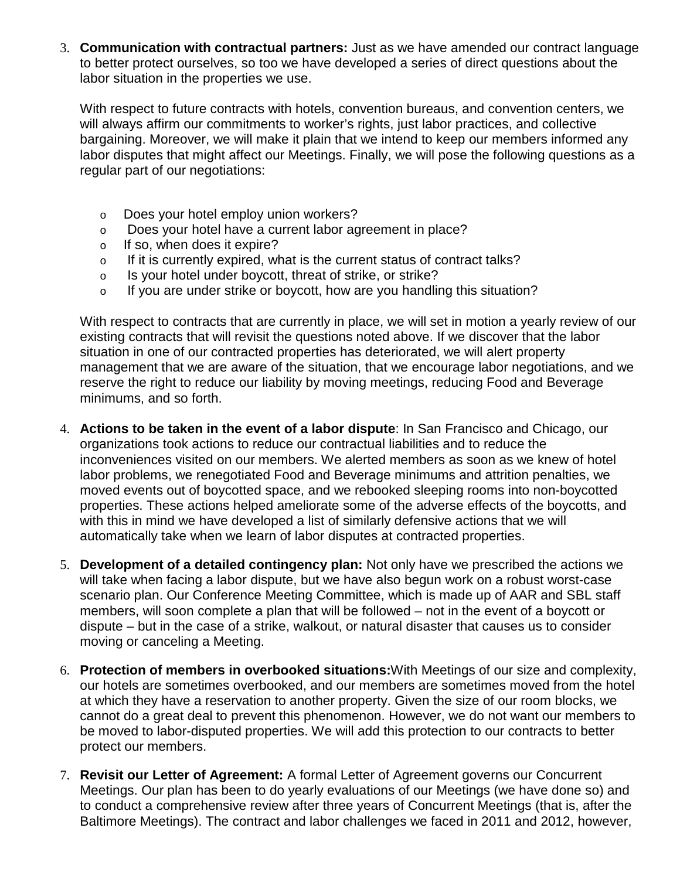3. **Communication with contractual partners:** Just as we have amended our contract language to better protect ourselves, so too we have developed a series of direct questions about the labor situation in the properties we use.

   With respect to future contracts with hotels, convention bureaus, and convention centers, we will always affirm our commitments to worker's rights, just labor practices, and collective bargaining. Moreover, we will make it plain that we intend to keep our members informed any labor disputes that might affect our Meetings. Finally, we will pose the following questions as a regular part of our negotiations:

   - Does your hotel employ union workers?
   - Does your hotel have a current labor agreement in place?
   - If so, when does it expire?
   - If it is currently expired, what is the current status of contract talks?
   - Is your hotel under boycott, threat of strike, or strike?
   - If you are under strike or boycott, how are you handling this situation?

   With respect to contracts that are currently in place, we will set in motion a yearly review of our existing contracts that will revisit the questions noted above. If we discover that the labor situation in one of our contracted properties has deteriorated, we will alert property management that we are aware of the situation, that we encourage labor negotiations, and we reserve the right to reduce our liability by moving meetings, reducing Food and Beverage minimums, and so forth.

4. **Actions to be taken in the event of a labor dispute**: In San Francisco and Chicago, our organizations took actions to reduce our contractual liabilities and to reduce the inconveniences visited on our members. We alerted members as soon as we knew of hotel labor problems, we renegotiated Food and Beverage minimums and attrition penalties, we moved events out of boycotted space, and we rebooked sleeping rooms into non-boycotted properties. These actions helped ameliorate some of the adverse effects of the boycotts, and with this in mind we have developed a list of similarly defensive actions that we will automatically take when we learn of labor disputes at contracted properties.

5. **Development of a detailed contingency plan:** Not only have we prescribed the actions we will take when facing a labor dispute, but we have also begun work on a robust worst-case scenario plan. Our Conference Meeting Committee, which is made up of AAR and SBL staff members, will soon complete a plan that will be followed – not in the event of a boycott or dispute – but in the case of a strike, walkout, or natural disaster that causes us to consider moving or canceling a Meeting.

6. **Protection of members in overbooked situations:**With Meetings of our size and complexity, our hotels are sometimes overbooked, and our members are sometimes moved from the hotel at which they have a reservation to another property. Given the size of our room blocks, we cannot do a great deal to prevent this phenomenon. However, we do not want our members to be moved to labor-disputed properties. We will add this protection to our contracts to better protect our members.

7. **Revisit our Letter of Agreement:** A formal Letter of Agreement governs our Concurrent Meetings. Our plan has been to do yearly evaluations of our Meetings (we have done so) and to conduct a comprehensive review after three years of Concurrent Meetings (that is, after the Baltimore Meetings). The contract and labor challenges we faced in 2011 and 2012, however,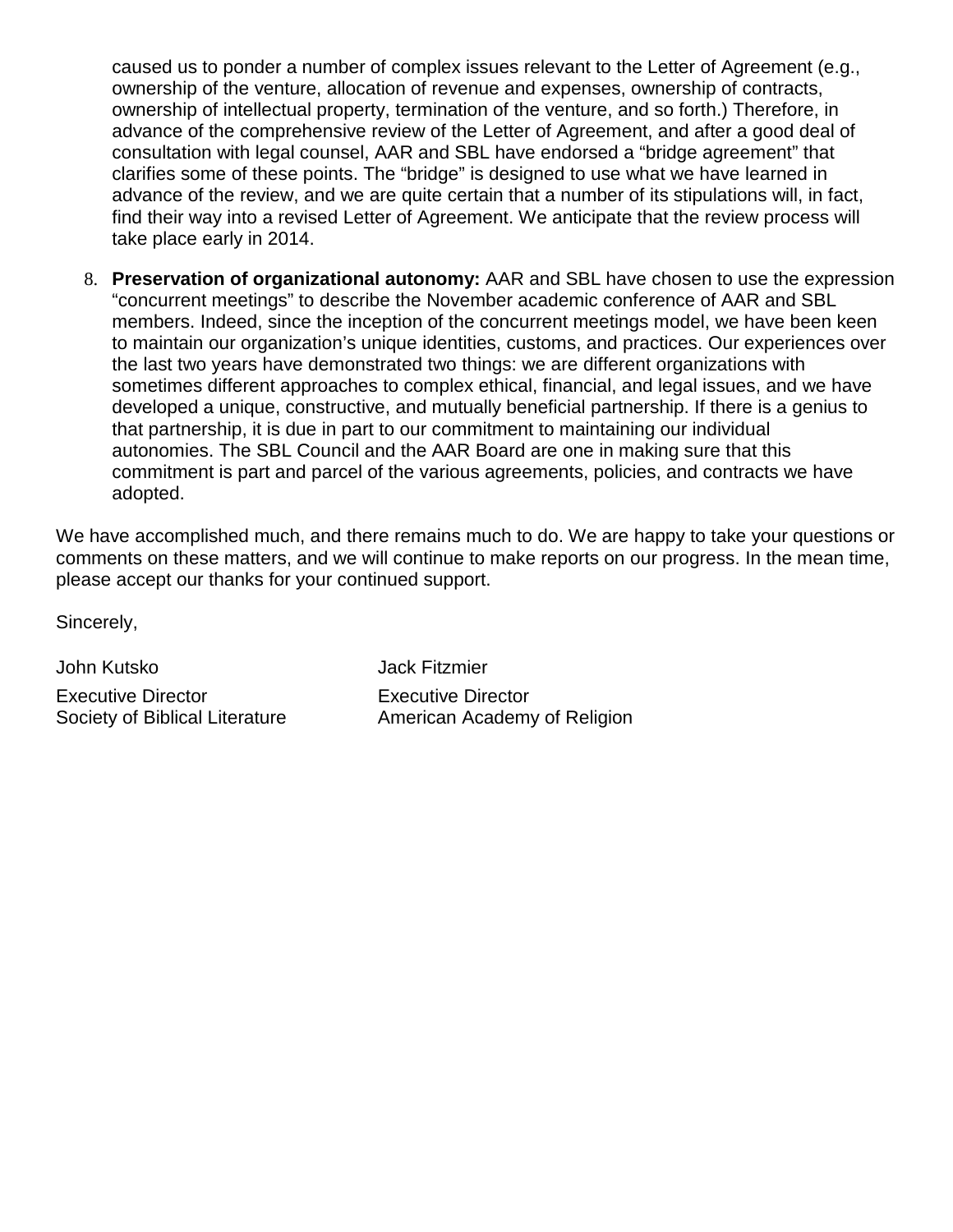caused us to ponder a number of complex issues relevant to the Letter of Agreement (e.g., ownership of the venture, allocation of revenue and expenses, ownership of contracts, ownership of intellectual property, termination of the venture, and so forth.) Therefore, in advance of the comprehensive review of the Letter of Agreement, and after a good deal of consultation with legal counsel, AAR and SBL have endorsed a "bridge agreement" that clarifies some of these points. The "bridge" is designed to use what we have learned in advance of the review, and we are quite certain that a number of its stipulations will, in fact, find their way into a revised Letter of Agreement. We anticipate that the review process will take place early in 2014.

8. **Preservation of organizational autonomy:** AAR and SBL have chosen to use the expression "concurrent meetings" to describe the November academic conference of AAR and SBL members. Indeed, since the inception of the concurrent meetings model, we have been keen to maintain our organization's unique identities, customs, and practices. Our experiences over the last two years have demonstrated two things: we are different organizations with sometimes different approaches to complex ethical, financial, and legal issues, and we have developed a unique, constructive, and mutually beneficial partnership. If there is a genius to that partnership, it is due in part to our commitment to maintaining our individual autonomies. The SBL Council and the AAR Board are one in making sure that this commitment is part and parcel of the various agreements, policies, and contracts we have adopted.

We have accomplished much, and there remains much to do. We are happy to take your questions or comments on these matters, and we will continue to make reports on our progress. In the mean time, please accept our thanks for your continued support.

Sincerely,

John Kutsko
Executive Director
Society of Biblical Literature

Jack Fitzmier
Executive Director
American Academy of Religion